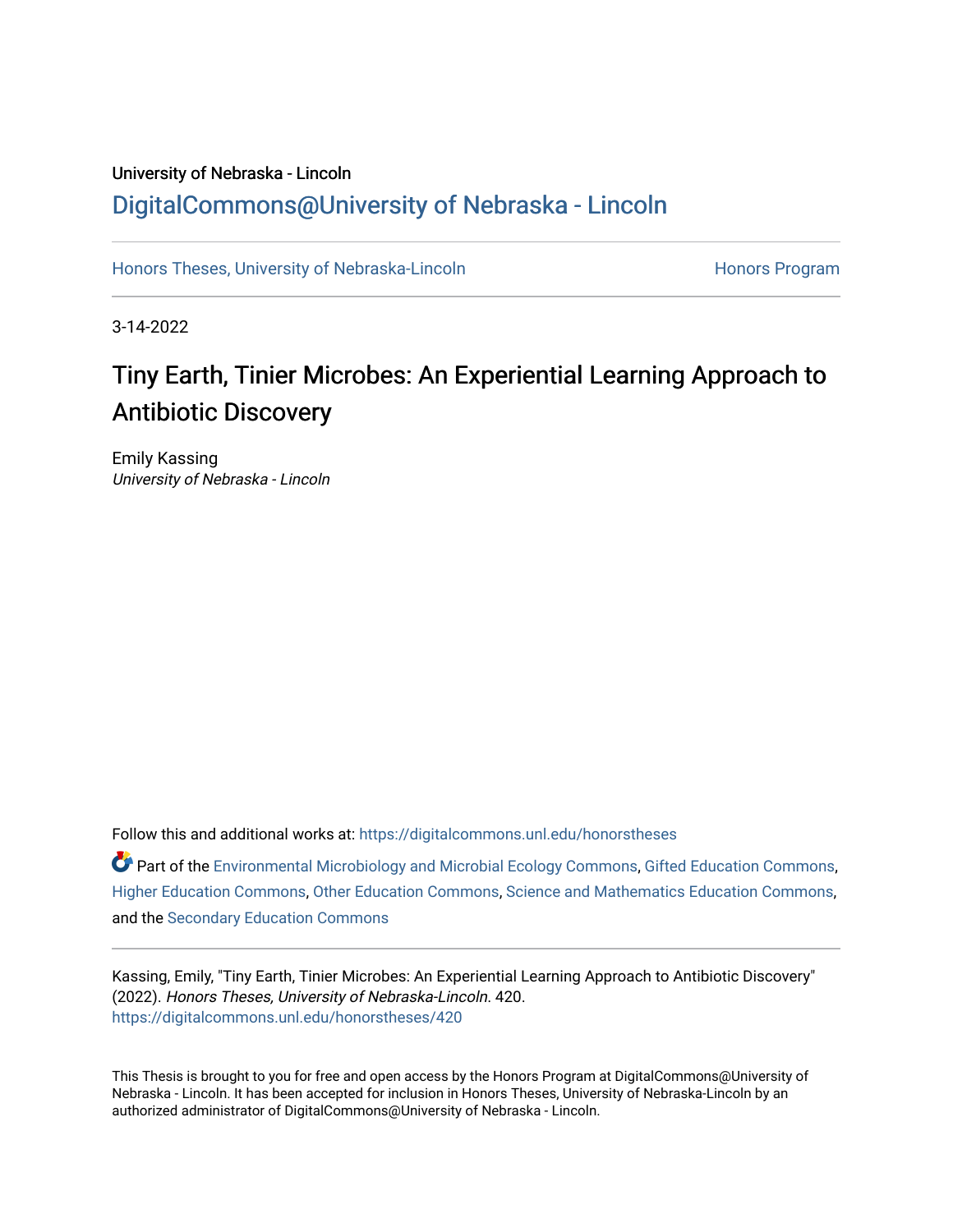University of Nebraska - Lincoln

DigitalCommons@University of Nebraska - Lincoln

Honors Theses, University of Nebraska-Lincoln

Honors Program

3-14-2022

# Tiny Earth, Tinier Microbes: An Experiential Learning Approach to Antibiotic Discovery

Emily Kassing
*University of Nebraska - Lincoln*

Follow this and additional works at: https://digitalcommons.unl.edu/honorstheses

Part of the Environmental Microbiology and Microbial Ecology Commons, Gifted Education Commons, Higher Education Commons, Other Education Commons, Science and Mathematics Education Commons, and the Secondary Education Commons

Kassing, Emily, "Tiny Earth, Tinier Microbes: An Experiential Learning Approach to Antibiotic Discovery" (2022). *Honors Theses, University of Nebraska-Lincoln*. 420.
https://digitalcommons.unl.edu/honorstheses/420

This Thesis is brought to you for free and open access by the Honors Program at DigitalCommons@University of Nebraska - Lincoln. It has been accepted for inclusion in Honors Theses, University of Nebraska-Lincoln by an authorized administrator of DigitalCommons@University of Nebraska - Lincoln.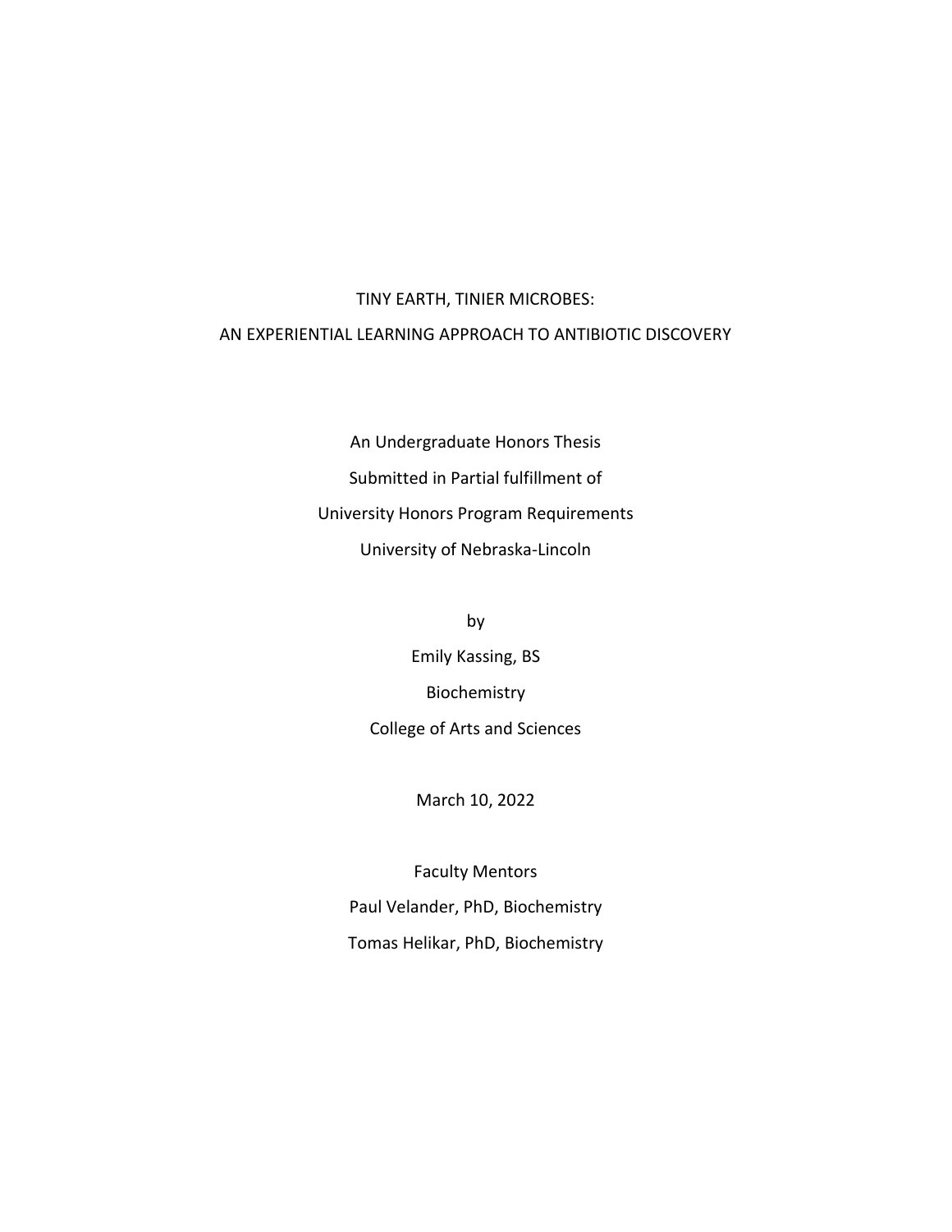# TINY EARTH, TINIER MICROBES:

# AN EXPERIENTIAL LEARNING APPROACH TO ANTIBIOTIC DISCOVERY

An Undergraduate Honors Thesis

Submitted in Partial fulfillment of

University Honors Program Requirements

University of Nebraska-Lincoln

by

Emily Kassing, BS

Biochemistry

College of Arts and Sciences

March 10, 2022

Faculty Mentors

Paul Velander, PhD, Biochemistry

Tomas Helikar, PhD, Biochemistry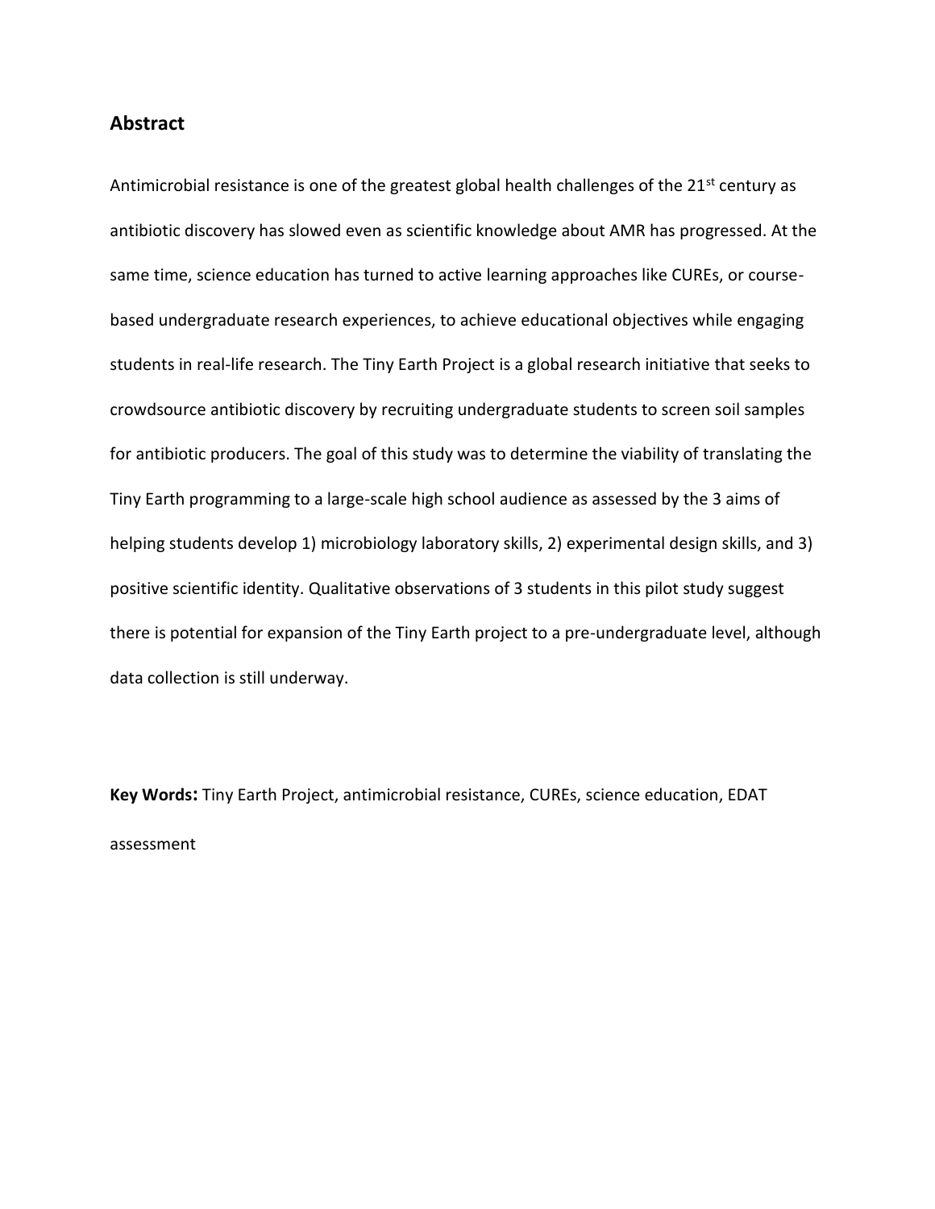## Abstract

Antimicrobial resistance is one of the greatest global health challenges of the 21st century as antibiotic discovery has slowed even as scientific knowledge about AMR has progressed. At the same time, science education has turned to active learning approaches like CUREs, or course-based undergraduate research experiences, to achieve educational objectives while engaging students in real-life research. The Tiny Earth Project is a global research initiative that seeks to crowdsource antibiotic discovery by recruiting undergraduate students to screen soil samples for antibiotic producers. The goal of this study was to determine the viability of translating the Tiny Earth programming to a large-scale high school audience as assessed by the 3 aims of helping students develop 1) microbiology laboratory skills, 2) experimental design skills, and 3) positive scientific identity. Qualitative observations of 3 students in this pilot study suggest there is potential for expansion of the Tiny Earth project to a pre-undergraduate level, although data collection is still underway.

**Key Words:** Tiny Earth Project, antimicrobial resistance, CUREs, science education, EDAT assessment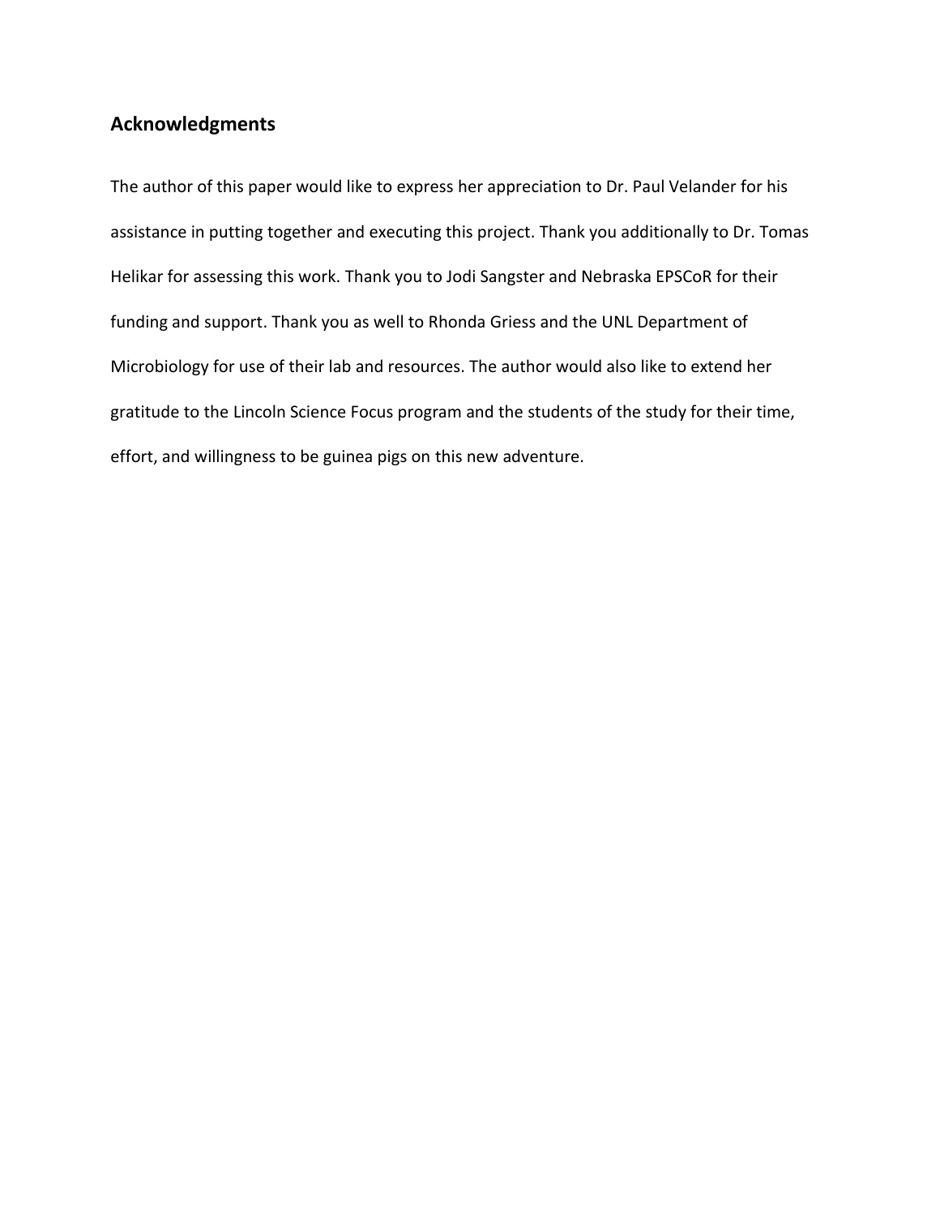## Acknowledgments

The author of this paper would like to express her appreciation to Dr. Paul Velander for his assistance in putting together and executing this project. Thank you additionally to Dr. Tomas Helikar for assessing this work. Thank you to Jodi Sangster and Nebraska EPSCoR for their funding and support. Thank you as well to Rhonda Griess and the UNL Department of Microbiology for use of their lab and resources. The author would also like to extend her gratitude to the Lincoln Science Focus program and the students of the study for their time, effort, and willingness to be guinea pigs on this new adventure.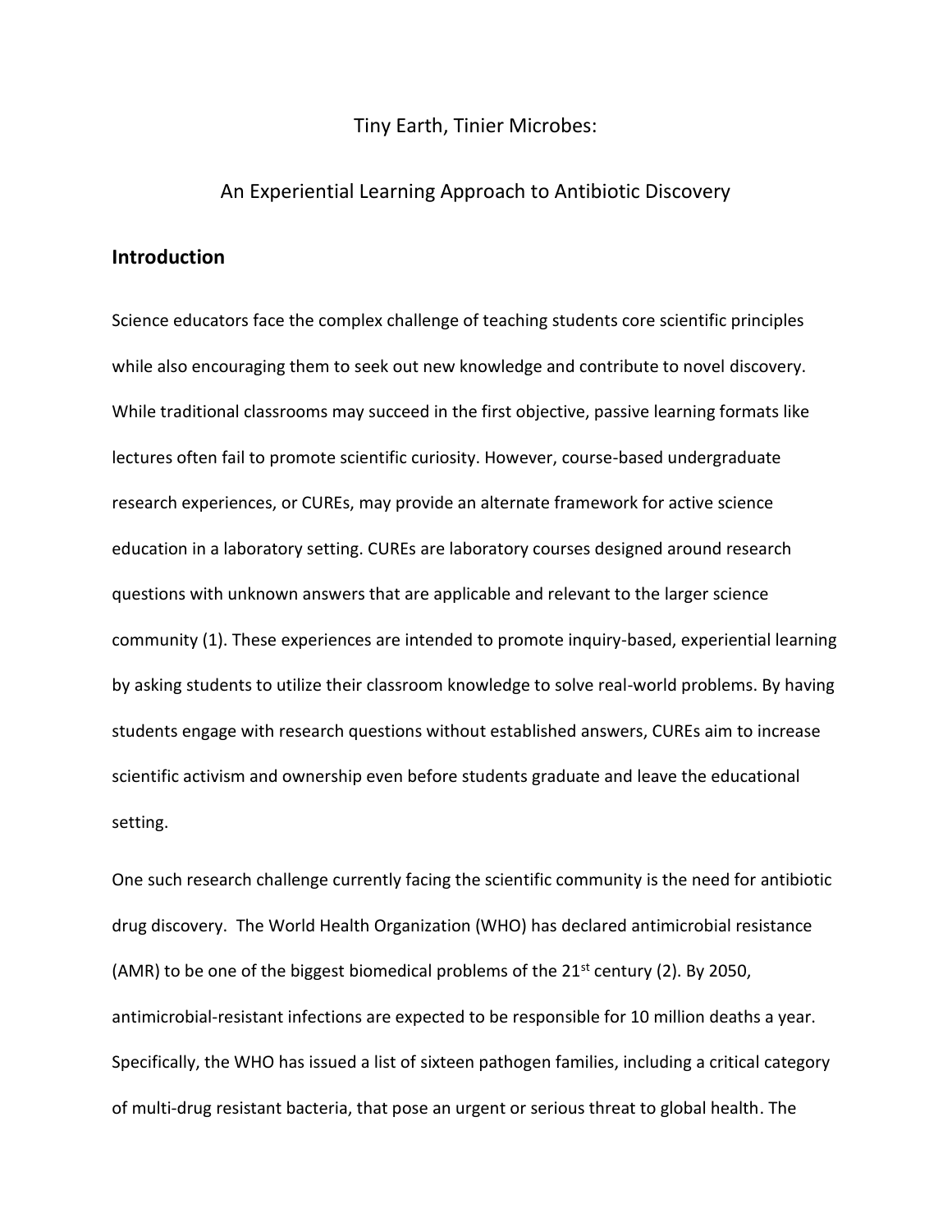Tiny Earth, Tinier Microbes:

An Experiential Learning Approach to Antibiotic Discovery

## Introduction

Science educators face the complex challenge of teaching students core scientific principles while also encouraging them to seek out new knowledge and contribute to novel discovery. While traditional classrooms may succeed in the first objective, passive learning formats like lectures often fail to promote scientific curiosity. However, course-based undergraduate research experiences, or CUREs, may provide an alternate framework for active science education in a laboratory setting. CUREs are laboratory courses designed around research questions with unknown answers that are applicable and relevant to the larger science community (1). These experiences are intended to promote inquiry-based, experiential learning by asking students to utilize their classroom knowledge to solve real-world problems. By having students engage with research questions without established answers, CUREs aim to increase scientific activism and ownership even before students graduate and leave the educational setting.

One such research challenge currently facing the scientific community is the need for antibiotic drug discovery. The World Health Organization (WHO) has declared antimicrobial resistance (AMR) to be one of the biggest biomedical problems of the 21st century (2). By 2050, antimicrobial-resistant infections are expected to be responsible for 10 million deaths a year. Specifically, the WHO has issued a list of sixteen pathogen families, including a critical category of multi-drug resistant bacteria, that pose an urgent or serious threat to global health. The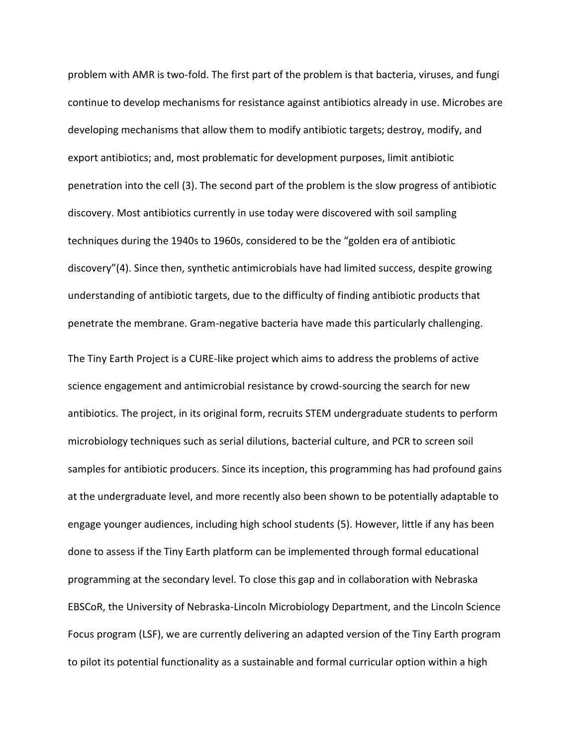problem with AMR is two-fold. The first part of the problem is that bacteria, viruses, and fungi continue to develop mechanisms for resistance against antibiotics already in use. Microbes are developing mechanisms that allow them to modify antibiotic targets; destroy, modify, and export antibiotics; and, most problematic for development purposes, limit antibiotic penetration into the cell (3). The second part of the problem is the slow progress of antibiotic discovery. Most antibiotics currently in use today were discovered with soil sampling techniques during the 1940s to 1960s, considered to be the "golden era of antibiotic discovery"(4). Since then, synthetic antimicrobials have had limited success, despite growing understanding of antibiotic targets, due to the difficulty of finding antibiotic products that penetrate the membrane. Gram-negative bacteria have made this particularly challenging.

The Tiny Earth Project is a CURE-like project which aims to address the problems of active science engagement and antimicrobial resistance by crowd-sourcing the search for new antibiotics. The project, in its original form, recruits STEM undergraduate students to perform microbiology techniques such as serial dilutions, bacterial culture, and PCR to screen soil samples for antibiotic producers. Since its inception, this programming has had profound gains at the undergraduate level, and more recently also been shown to be potentially adaptable to engage younger audiences, including high school students (5). However, little if any has been done to assess if the Tiny Earth platform can be implemented through formal educational programming at the secondary level. To close this gap and in collaboration with Nebraska EBSCoR, the University of Nebraska-Lincoln Microbiology Department, and the Lincoln Science Focus program (LSF), we are currently delivering an adapted version of the Tiny Earth program to pilot its potential functionality as a sustainable and formal curricular option within a high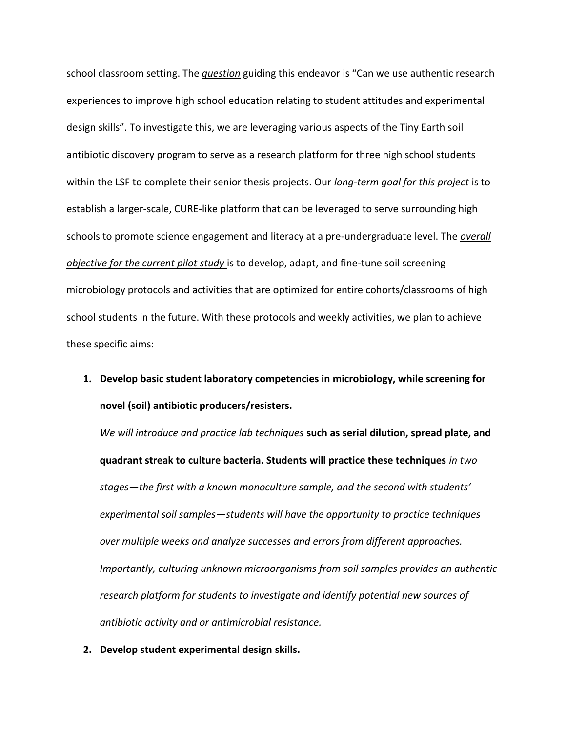school classroom setting. The ***question*** guiding this endeavor is "Can we use authentic research experiences to improve high school education relating to student attitudes and experimental design skills". To investigate this, we are leveraging various aspects of the Tiny Earth soil antibiotic discovery program to serve as a research platform for three high school students within the LSF to complete their senior thesis projects. Our ***long-term goal for this project*** is to establish a larger-scale, CURE-like platform that can be leveraged to serve surrounding high schools to promote science engagement and literacy at a pre-undergraduate level. The ***overall objective for the current pilot study*** is to develop, adapt, and fine-tune soil screening microbiology protocols and activities that are optimized for entire cohorts/classrooms of high school students in the future. With these protocols and weekly activities, we plan to achieve these specific aims:

1. **Develop basic student laboratory competencies in microbiology, while screening for novel (soil) antibiotic producers/resisters.**

   *We will introduce and practice lab techniques* **such as serial dilution, spread plate, and quadrant streak to culture bacteria. Students will practice these techniques** *in two stages—the first with a known monoculture sample, and the second with students' experimental soil samples—students will have the opportunity to practice techniques over multiple weeks and analyze successes and errors from different approaches. Importantly, culturing unknown microorganisms from soil samples provides an authentic research platform for students to investigate and identify potential new sources of antibiotic activity and or antimicrobial resistance.*

2. **Develop student experimental design skills.**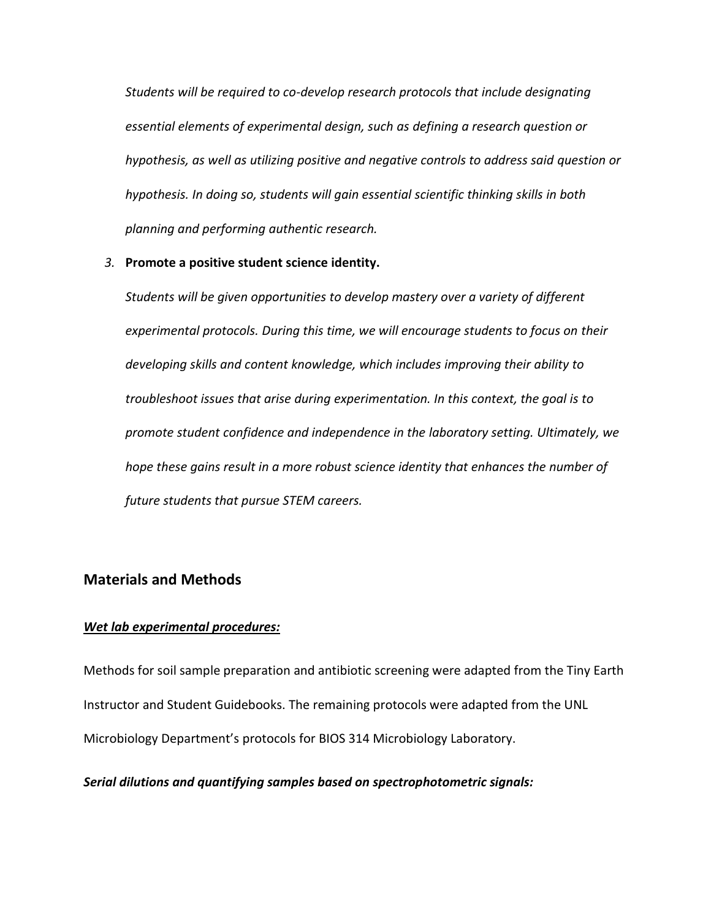*Students will be required to co-develop research protocols that include designating essential elements of experimental design, such as defining a research question or hypothesis, as well as utilizing positive and negative controls to address said question or hypothesis. In doing so, students will gain essential scientific thinking skills in both planning and performing authentic research.*

3. **Promote a positive student science identity.**

   *Students will be given opportunities to develop mastery over a variety of different experimental protocols. During this time, we will encourage students to focus on their developing skills and content knowledge, which includes improving their ability to troubleshoot issues that arise during experimentation. In this context, the goal is to promote student confidence and independence in the laboratory setting. Ultimately, we hope these gains result in a more robust science identity that enhances the number of future students that pursue STEM careers.*

## Materials and Methods

***Wet lab experimental procedures:***

Methods for soil sample preparation and antibiotic screening were adapted from the Tiny Earth Instructor and Student Guidebooks. The remaining protocols were adapted from the UNL Microbiology Department's protocols for BIOS 314 Microbiology Laboratory.

***Serial dilutions and quantifying samples based on spectrophotometric signals:***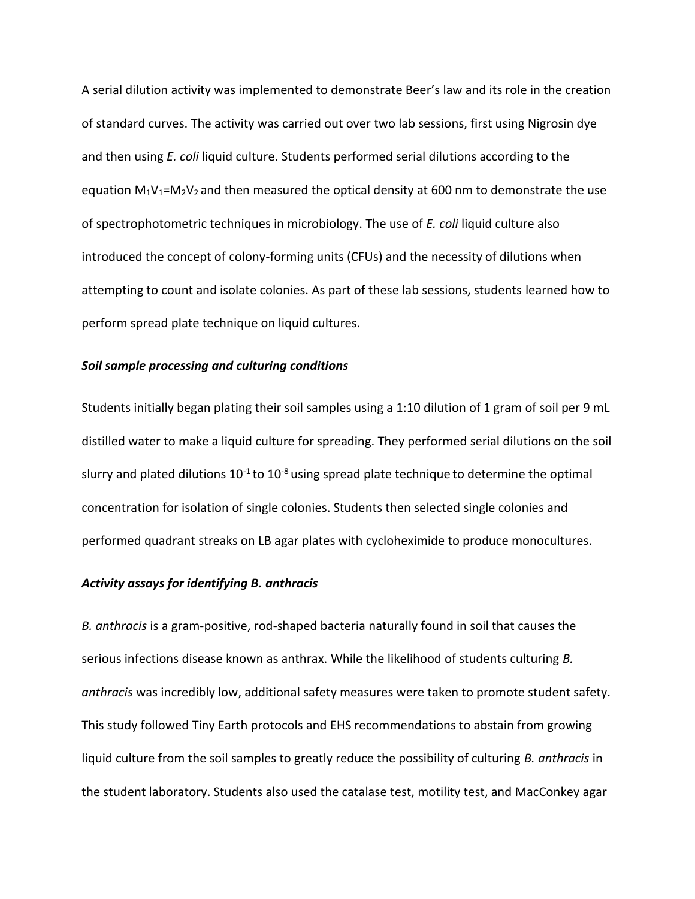A serial dilution activity was implemented to demonstrate Beer's law and its role in the creation of standard curves. The activity was carried out over two lab sessions, first using Nigrosin dye and then using *E. coli* liquid culture. Students performed serial dilutions according to the equation $M_1V_1=M_2V_2$ and then measured the optical density at 600 nm to demonstrate the use of spectrophotometric techniques in microbiology. The use of *E. coli* liquid culture also introduced the concept of colony-forming units (CFUs) and the necessity of dilutions when attempting to count and isolate colonies. As part of these lab sessions, students learned how to perform spread plate technique on liquid cultures.

### *Soil sample processing and culturing conditions*

Students initially began plating their soil samples using a 1:10 dilution of 1 gram of soil per 9 mL distilled water to make a liquid culture for spreading. They performed serial dilutions on the soil slurry and plated dilutions $10^{-1}$ to $10^{-8}$ using spread plate technique to determine the optimal concentration for isolation of single colonies. Students then selected single colonies and performed quadrant streaks on LB agar plates with cycloheximide to produce monocultures.

### *Activity assays for identifying B. anthracis*

*B. anthracis* is a gram-positive, rod-shaped bacteria naturally found in soil that causes the serious infections disease known as anthrax. While the likelihood of students culturing *B. anthracis* was incredibly low, additional safety measures were taken to promote student safety. This study followed Tiny Earth protocols and EHS recommendations to abstain from growing liquid culture from the soil samples to greatly reduce the possibility of culturing *B. anthracis* in the student laboratory. Students also used the catalase test, motility test, and MacConkey agar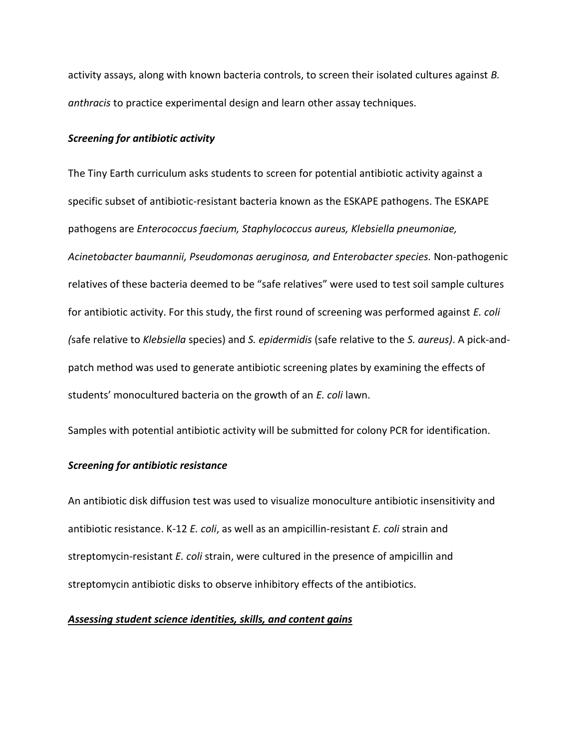activity assays, along with known bacteria controls, to screen their isolated cultures against *B. anthracis* to practice experimental design and learn other assay techniques.

***Screening for antibiotic activity***

The Tiny Earth curriculum asks students to screen for potential antibiotic activity against a specific subset of antibiotic-resistant bacteria known as the ESKAPE pathogens. The ESKAPE pathogens are *Enterococcus faecium, Staphylococcus aureus, Klebsiella pneumoniae, Acinetobacter baumannii, Pseudomonas aeruginosa, and Enterobacter species.* Non-pathogenic relatives of these bacteria deemed to be "safe relatives" were used to test soil sample cultures for antibiotic activity. For this study, the first round of screening was performed against *E. coli (*safe relative to *Klebsiella* species) and *S. epidermidis* (safe relative to the *S. aureus)*. A pick-and-patch method was used to generate antibiotic screening plates by examining the effects of students' monocultured bacteria on the growth of an *E. coli* lawn.

Samples with potential antibiotic activity will be submitted for colony PCR for identification.

***Screening for antibiotic resistance***

An antibiotic disk diffusion test was used to visualize monoculture antibiotic insensitivity and antibiotic resistance. K-12 *E. coli*, as well as an ampicillin-resistant *E. coli* strain and streptomycin-resistant *E. coli* strain, were cultured in the presence of ampicillin and streptomycin antibiotic disks to observe inhibitory effects of the antibiotics.

***Assessing student science identities, skills, and content gains***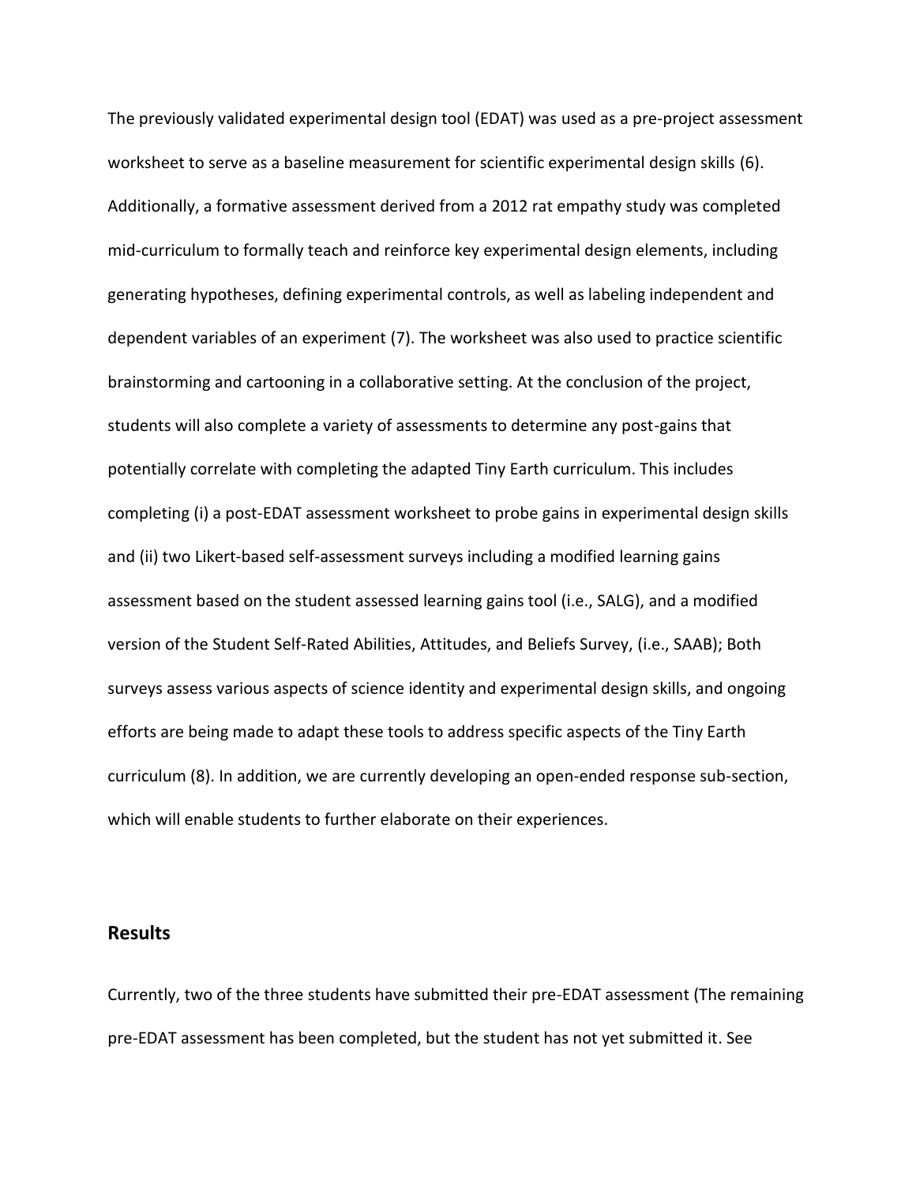The previously validated experimental design tool (EDAT) was used as a pre-project assessment worksheet to serve as a baseline measurement for scientific experimental design skills (6). Additionally, a formative assessment derived from a 2012 rat empathy study was completed mid-curriculum to formally teach and reinforce key experimental design elements, including generating hypotheses, defining experimental controls, as well as labeling independent and dependent variables of an experiment (7). The worksheet was also used to practice scientific brainstorming and cartooning in a collaborative setting. At the conclusion of the project, students will also complete a variety of assessments to determine any post-gains that potentially correlate with completing the adapted Tiny Earth curriculum. This includes completing (i) a post-EDAT assessment worksheet to probe gains in experimental design skills and (ii) two Likert-based self-assessment surveys including a modified learning gains assessment based on the student assessed learning gains tool (i.e., SALG), and a modified version of the Student Self-Rated Abilities, Attitudes, and Beliefs Survey, (i.e., SAAB); Both surveys assess various aspects of science identity and experimental design skills, and ongoing efforts are being made to adapt these tools to address specific aspects of the Tiny Earth curriculum (8). In addition, we are currently developing an open-ended response sub-section, which will enable students to further elaborate on their experiences.

## Results

Currently, two of the three students have submitted their pre-EDAT assessment (The remaining pre-EDAT assessment has been completed, but the student has not yet submitted it. See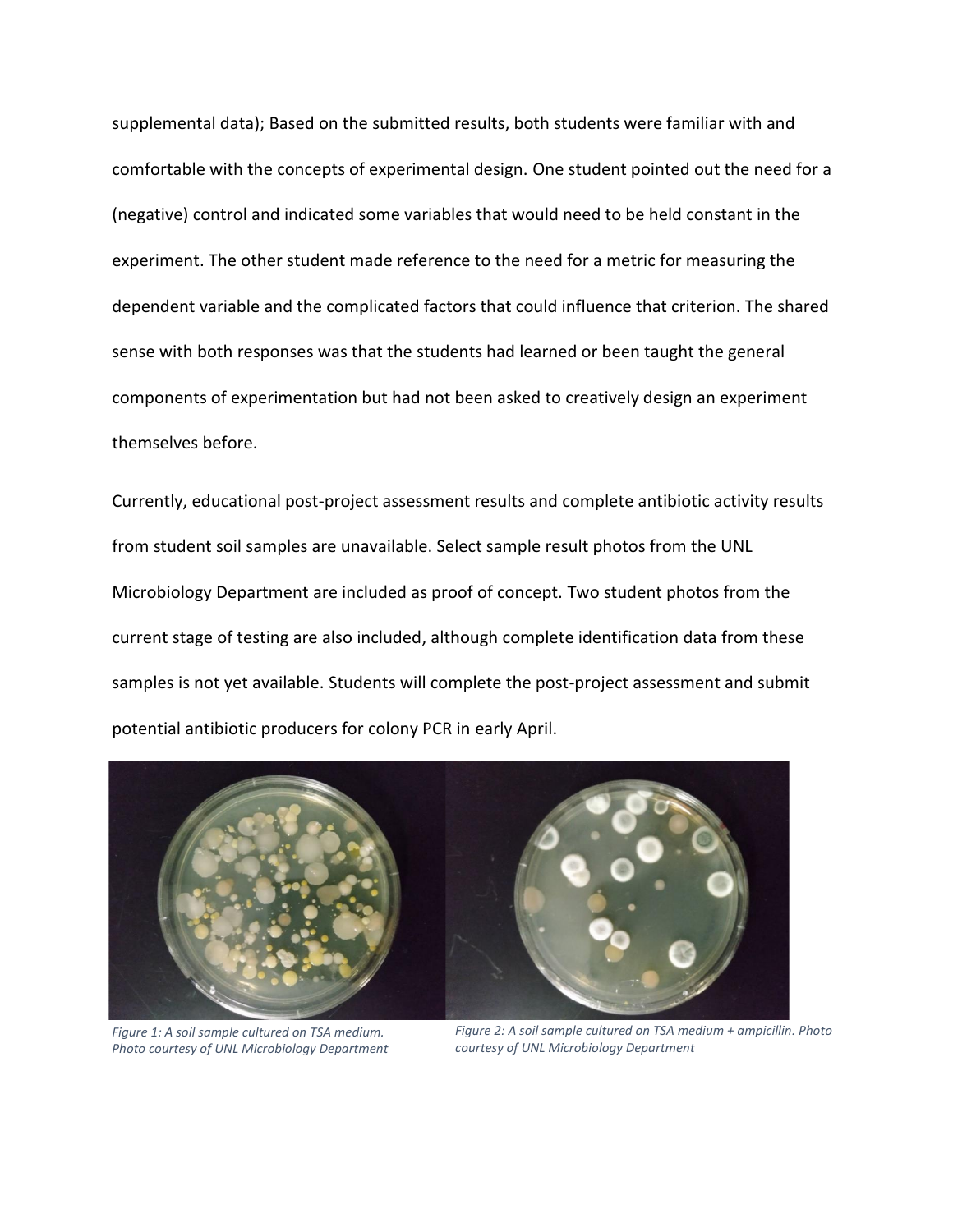supplemental data); Based on the submitted results, both students were familiar with and comfortable with the concepts of experimental design. One student pointed out the need for a (negative) control and indicated some variables that would need to be held constant in the experiment. The other student made reference to the need for a metric for measuring the dependent variable and the complicated factors that could influence that criterion. The shared sense with both responses was that the students had learned or been taught the general components of experimentation but had not been asked to creatively design an experiment themselves before.

Currently, educational post-project assessment results and complete antibiotic activity results from student soil samples are unavailable. Select sample result photos from the UNL Microbiology Department are included as proof of concept. Two student photos from the current stage of testing are also included, although complete identification data from these samples is not yet available. Students will complete the post-project assessment and submit potential antibiotic producers for colony PCR in early April.

*Figure 1: A soil sample cultured on TSA medium. Photo courtesy of UNL Microbiology Department*

*Figure 2: A soil sample cultured on TSA medium + ampicillin. Photo courtesy of UNL Microbiology Department*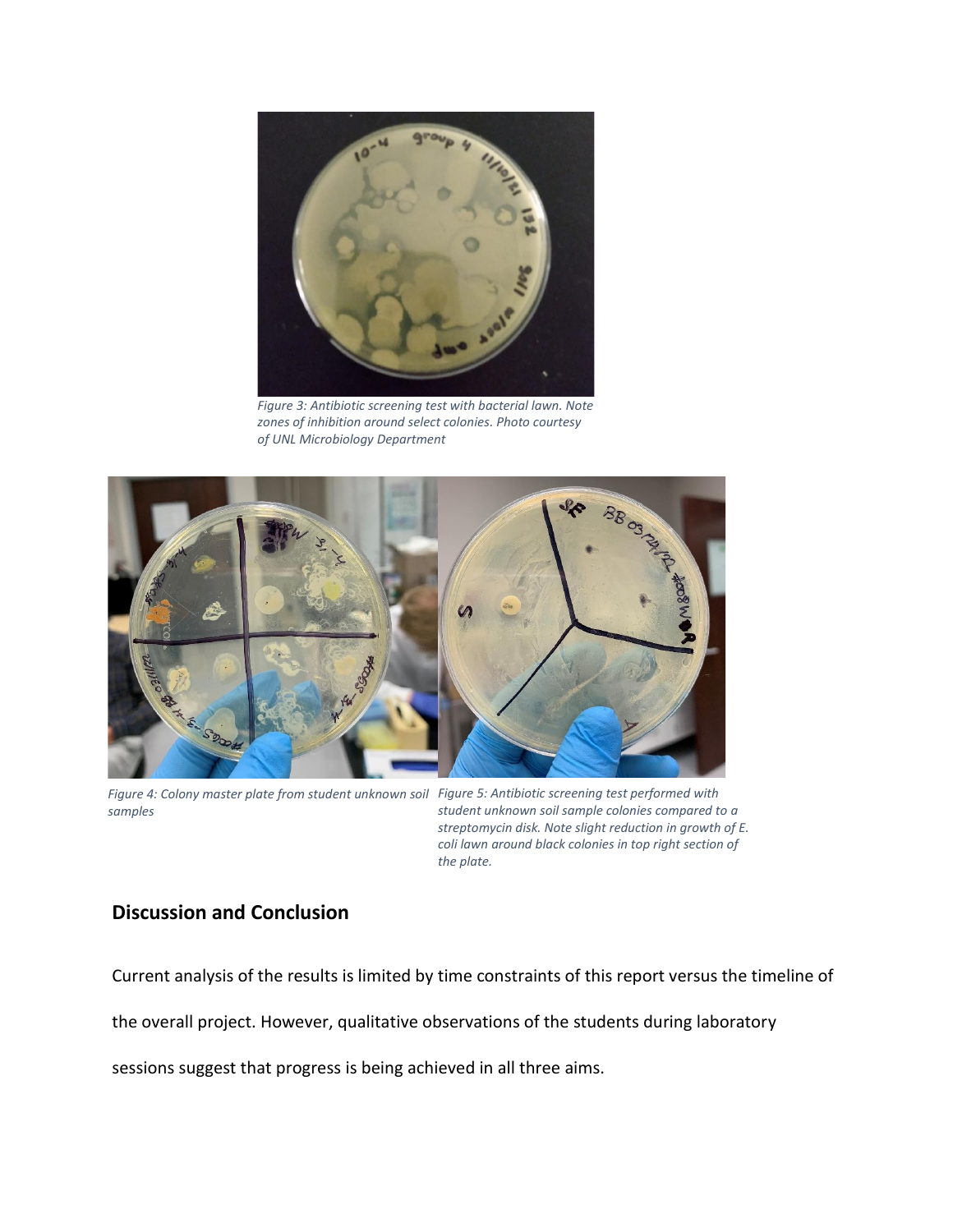*Figure 3: Antibiotic screening test with bacterial lawn. Note zones of inhibition around select colonies. Photo courtesy of UNL Microbiology Department*

*Figure 4: Colony master plate from student unknown soil samples*

*Figure 5: Antibiotic screening test performed with student unknown soil sample colonies compared to a streptomycin disk. Note slight reduction in growth of E. coli lawn around black colonies in top right section of the plate.*

## Discussion and Conclusion

Current analysis of the results is limited by time constraints of this report versus the timeline of the overall project. However, qualitative observations of the students during laboratory sessions suggest that progress is being achieved in all three aims.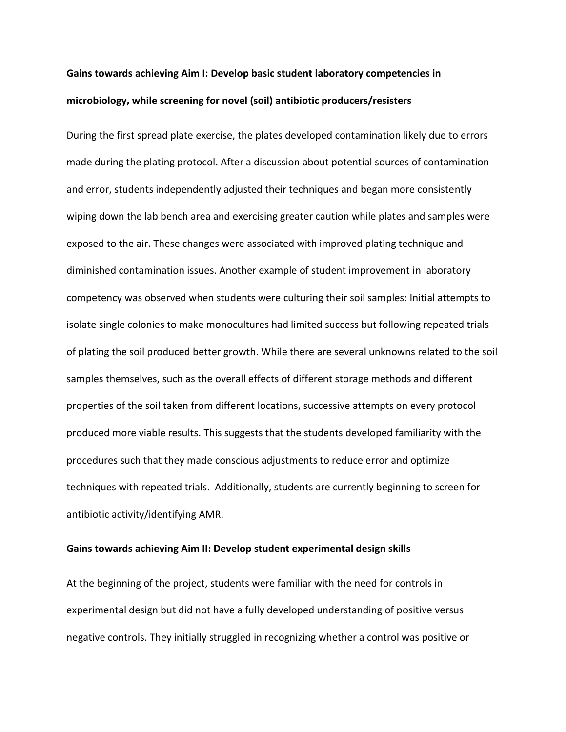**Gains towards achieving Aim I: Develop basic student laboratory competencies in microbiology, while screening for novel (soil) antibiotic producers/resisters**

During the first spread plate exercise, the plates developed contamination likely due to errors made during the plating protocol. After a discussion about potential sources of contamination and error, students independently adjusted their techniques and began more consistently wiping down the lab bench area and exercising greater caution while plates and samples were exposed to the air. These changes were associated with improved plating technique and diminished contamination issues. Another example of student improvement in laboratory competency was observed when students were culturing their soil samples: Initial attempts to isolate single colonies to make monocultures had limited success but following repeated trials of plating the soil produced better growth. While there are several unknowns related to the soil samples themselves, such as the overall effects of different storage methods and different properties of the soil taken from different locations, successive attempts on every protocol produced more viable results. This suggests that the students developed familiarity with the procedures such that they made conscious adjustments to reduce error and optimize techniques with repeated trials. Additionally, students are currently beginning to screen for antibiotic activity/identifying AMR.

**Gains towards achieving Aim II: Develop student experimental design skills**

At the beginning of the project, students were familiar with the need for controls in experimental design but did not have a fully developed understanding of positive versus negative controls. They initially struggled in recognizing whether a control was positive or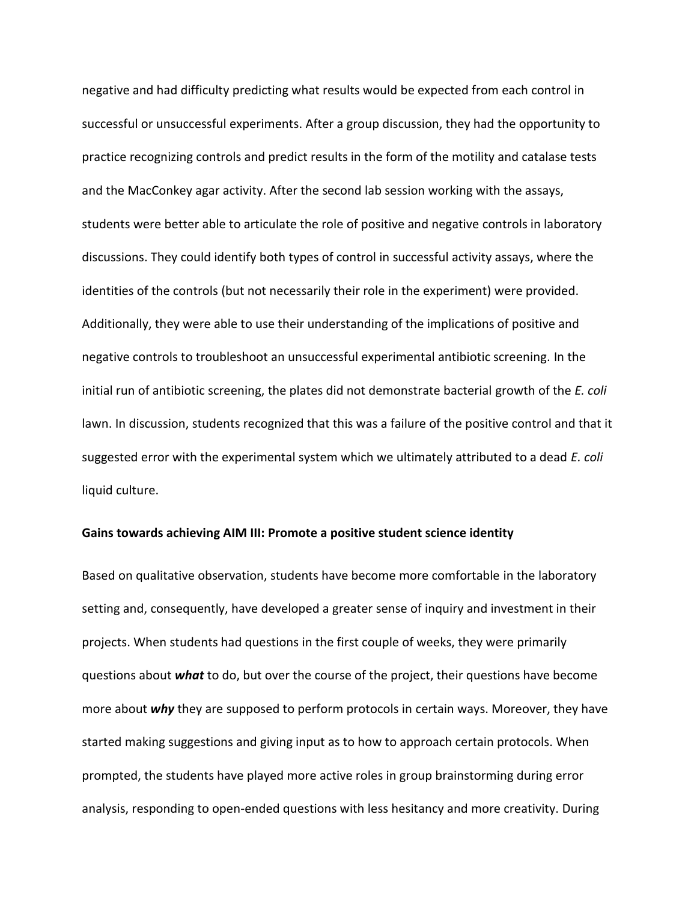negative and had difficulty predicting what results would be expected from each control in successful or unsuccessful experiments. After a group discussion, they had the opportunity to practice recognizing controls and predict results in the form of the motility and catalase tests and the MacConkey agar activity. After the second lab session working with the assays, students were better able to articulate the role of positive and negative controls in laboratory discussions. They could identify both types of control in successful activity assays, where the identities of the controls (but not necessarily their role in the experiment) were provided. Additionally, they were able to use their understanding of the implications of positive and negative controls to troubleshoot an unsuccessful experimental antibiotic screening. In the initial run of antibiotic screening, the plates did not demonstrate bacterial growth of the *E. coli* lawn. In discussion, students recognized that this was a failure of the positive control and that it suggested error with the experimental system which we ultimately attributed to a dead *E. coli* liquid culture.

**Gains towards achieving AIM III: Promote a positive student science identity**

Based on qualitative observation, students have become more comfortable in the laboratory setting and, consequently, have developed a greater sense of inquiry and investment in their projects. When students had questions in the first couple of weeks, they were primarily questions about ***what*** to do, but over the course of the project, their questions have become more about ***why*** they are supposed to perform protocols in certain ways. Moreover, they have started making suggestions and giving input as to how to approach certain protocols. When prompted, the students have played more active roles in group brainstorming during error analysis, responding to open-ended questions with less hesitancy and more creativity. During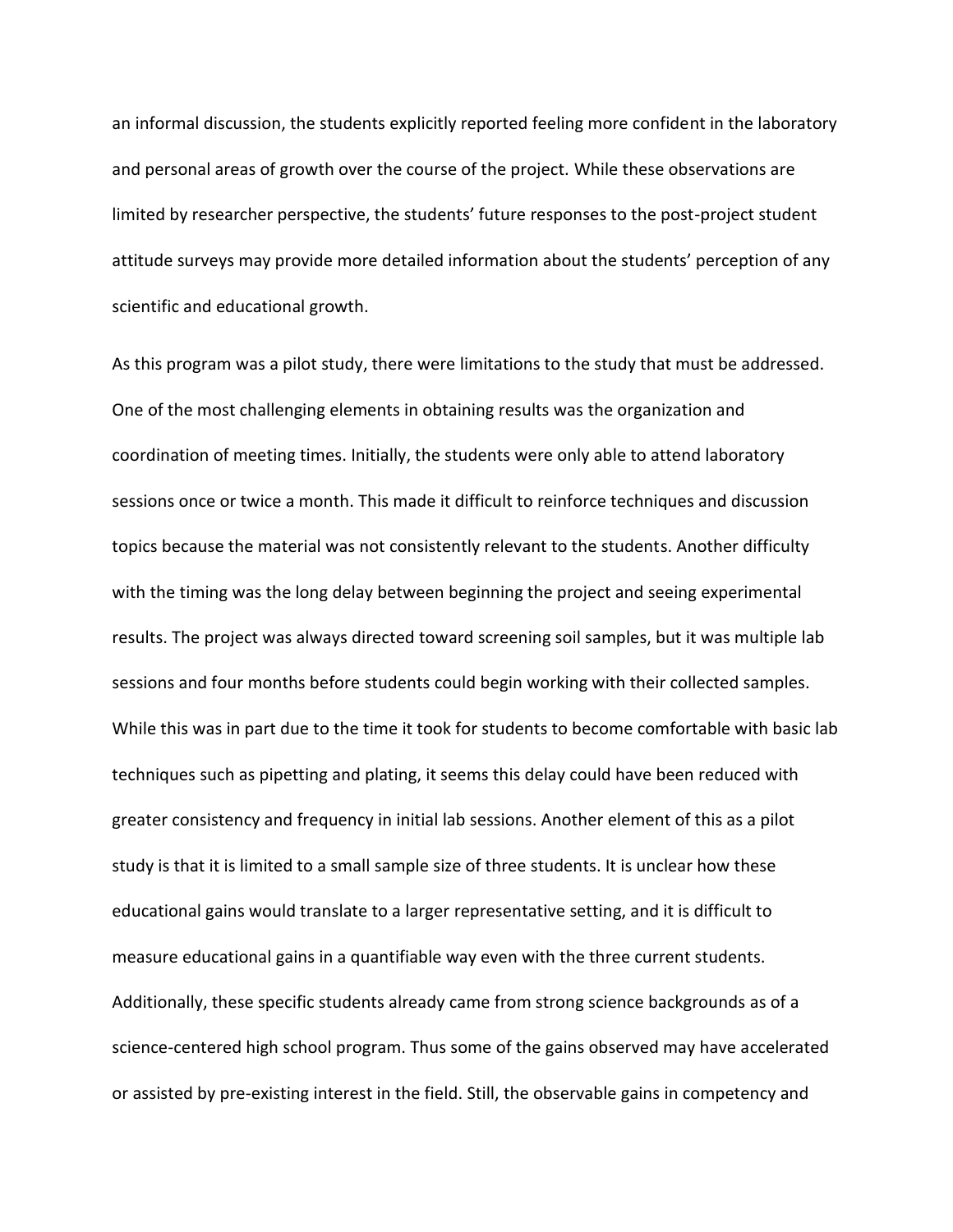an informal discussion, the students explicitly reported feeling more confident in the laboratory and personal areas of growth over the course of the project. While these observations are limited by researcher perspective, the students' future responses to the post-project student attitude surveys may provide more detailed information about the students' perception of any scientific and educational growth.

As this program was a pilot study, there were limitations to the study that must be addressed. One of the most challenging elements in obtaining results was the organization and coordination of meeting times. Initially, the students were only able to attend laboratory sessions once or twice a month. This made it difficult to reinforce techniques and discussion topics because the material was not consistently relevant to the students. Another difficulty with the timing was the long delay between beginning the project and seeing experimental results. The project was always directed toward screening soil samples, but it was multiple lab sessions and four months before students could begin working with their collected samples. While this was in part due to the time it took for students to become comfortable with basic lab techniques such as pipetting and plating, it seems this delay could have been reduced with greater consistency and frequency in initial lab sessions. Another element of this as a pilot study is that it is limited to a small sample size of three students. It is unclear how these educational gains would translate to a larger representative setting, and it is difficult to measure educational gains in a quantifiable way even with the three current students. Additionally, these specific students already came from strong science backgrounds as of a science-centered high school program. Thus some of the gains observed may have accelerated or assisted by pre-existing interest in the field. Still, the observable gains in competency and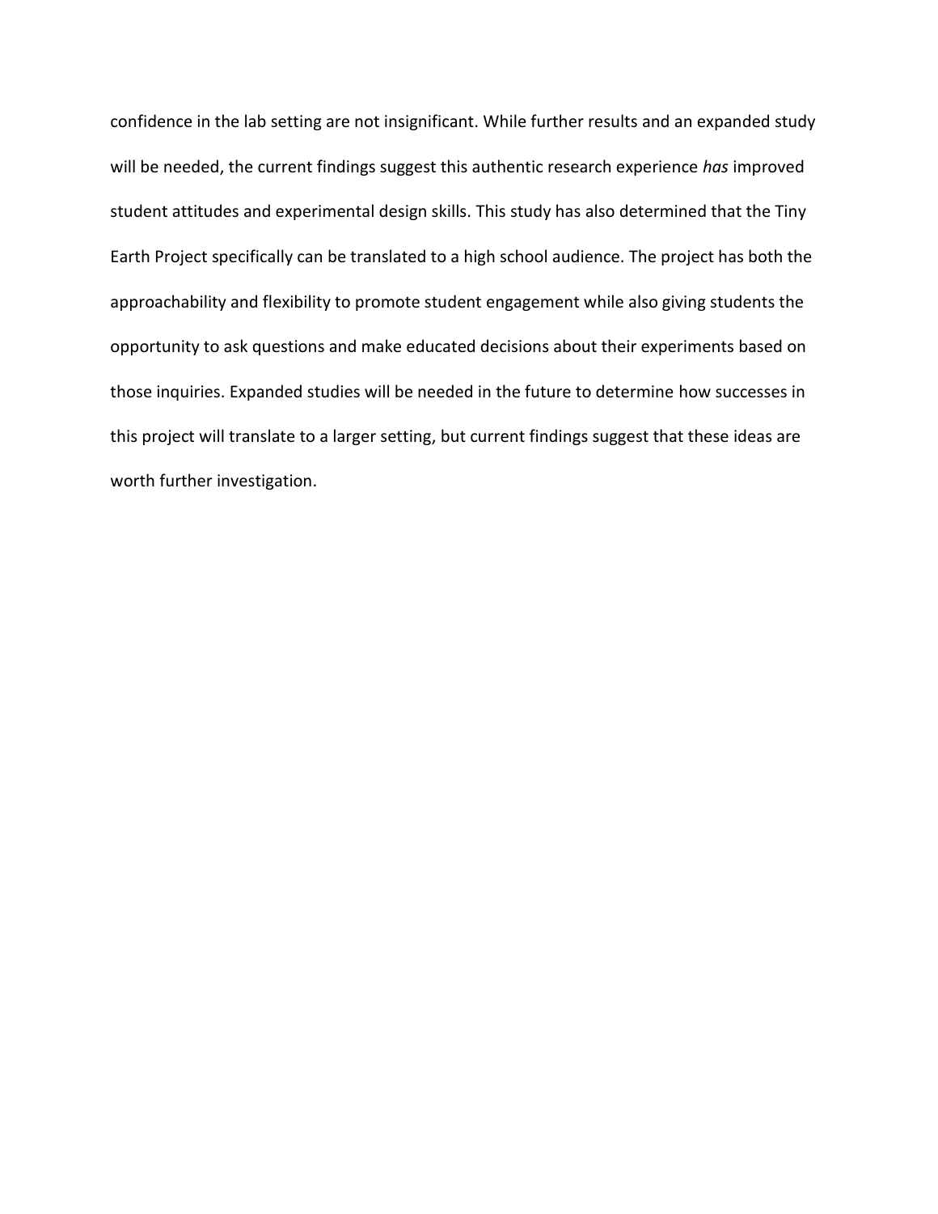confidence in the lab setting are not insignificant. While further results and an expanded study will be needed, the current findings suggest this authentic research experience *has* improved student attitudes and experimental design skills. This study has also determined that the Tiny Earth Project specifically can be translated to a high school audience. The project has both the approachability and flexibility to promote student engagement while also giving students the opportunity to ask questions and make educated decisions about their experiments based on those inquiries. Expanded studies will be needed in the future to determine how successes in this project will translate to a larger setting, but current findings suggest that these ideas are worth further investigation.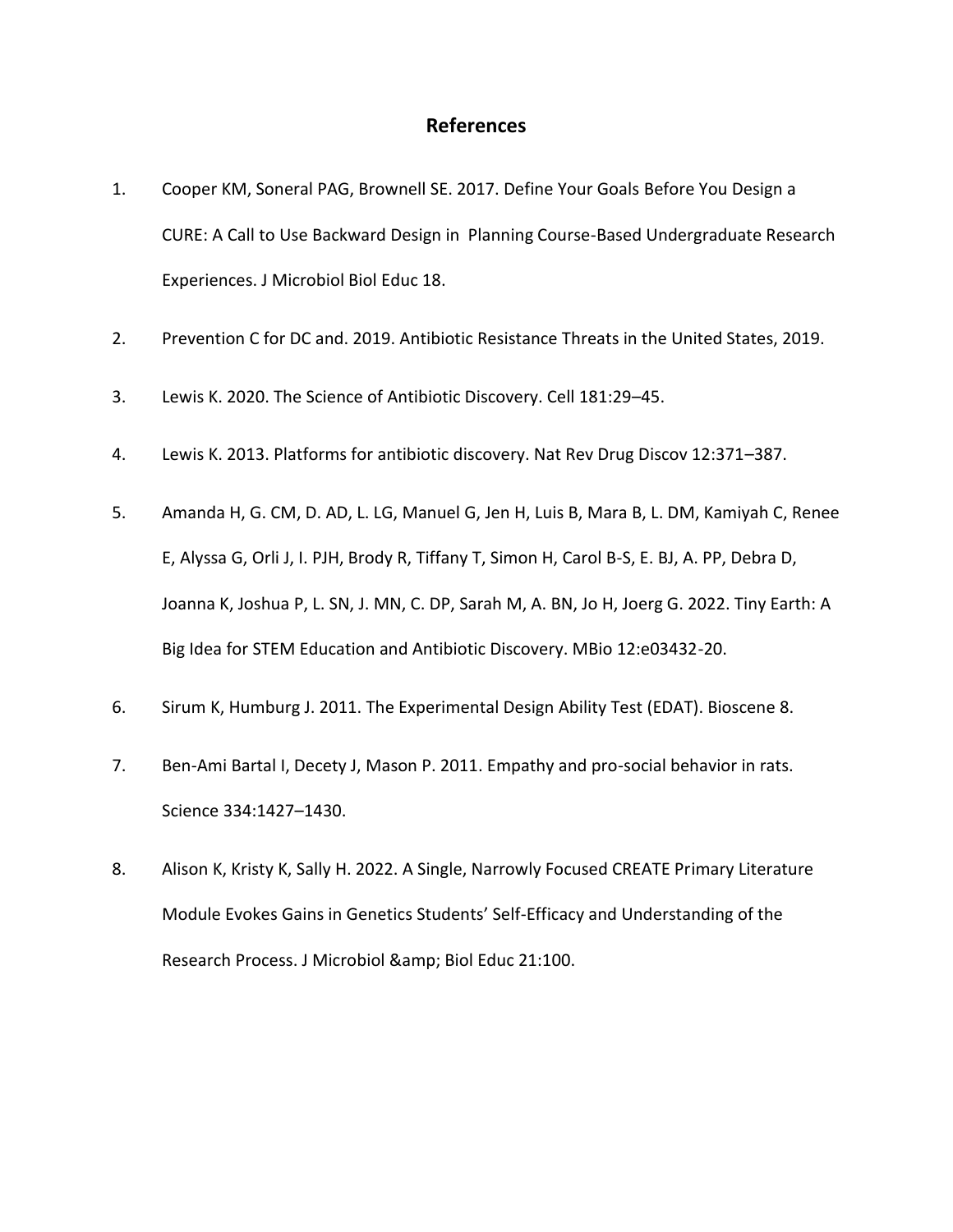## References

1. Cooper KM, Soneral PAG, Brownell SE. 2017. Define Your Goals Before You Design a CURE: A Call to Use Backward Design in  Planning Course-Based Undergraduate Research Experiences. J Microbiol Biol Educ 18.

2. Prevention C for DC and. 2019. Antibiotic Resistance Threats in the United States, 2019.

3. Lewis K. 2020. The Science of Antibiotic Discovery. Cell 181:29–45.

4. Lewis K. 2013. Platforms for antibiotic discovery. Nat Rev Drug Discov 12:371–387.

5. Amanda H, G. CM, D. AD, L. LG, Manuel G, Jen H, Luis B, Mara B, L. DM, Kamiyah C, Renee E, Alyssa G, Orli J, I. PJH, Brody R, Tiffany T, Simon H, Carol B-S, E. BJ, A. PP, Debra D, Joanna K, Joshua P, L. SN, J. MN, C. DP, Sarah M, A. BN, Jo H, Joerg G. 2022. Tiny Earth: A Big Idea for STEM Education and Antibiotic Discovery. MBio 12:e03432-20.

6. Sirum K, Humburg J. 2011. The Experimental Design Ability Test (EDAT). Bioscene 8.

7. Ben-Ami Bartal I, Decety J, Mason P. 2011. Empathy and pro-social behavior in rats. Science 334:1427–1430.

8. Alison K, Kristy K, Sally H. 2022. A Single, Narrowly Focused CREATE Primary Literature Module Evokes Gains in Genetics Students' Self-Efficacy and Understanding of the Research Process. J Microbiol &amp; Biol Educ 21:100.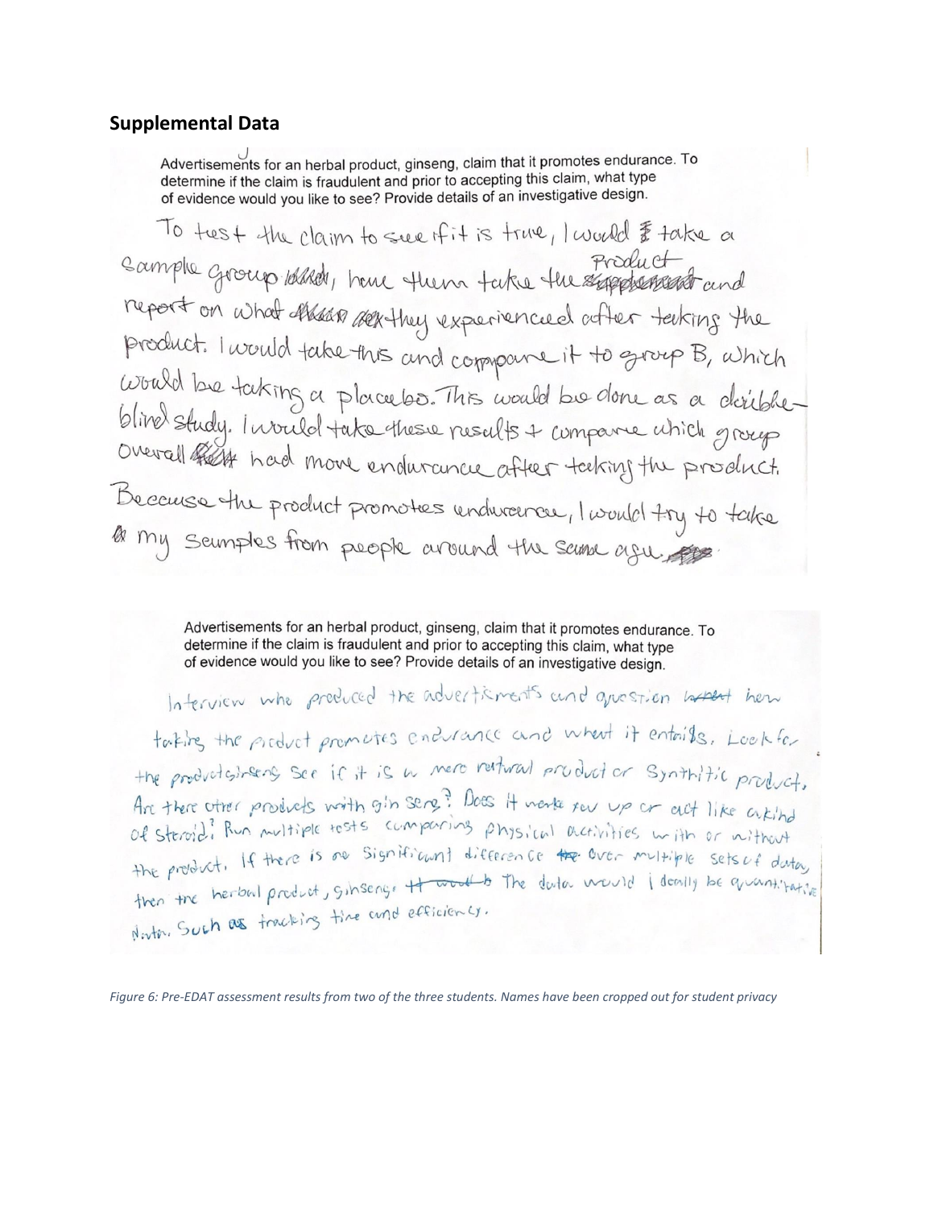## Supplemental Data

Advertisements for an herbal product, ginseng, claim that it promotes endurance. To determine if the claim is fraudulent and prior to accepting this claim, what type of evidence would you like to see? Provide details of an investigative design.

To test the claim to see if it is true, I would take a sample group, have them take the product and report on what they experienced after taking the product. I would take this and compare it to group B, which would be taking a placebo. This would be done as a double-blind study. I would take these results + compare which group overall had more endurance after taking the product. Because the product promotes endurance, I would try to take my samples from people around the same age.

Advertisements for an herbal product, ginseng, claim that it promotes endurance. To determine if the claim is fraudulent and prior to accepting this claim, what type of evidence would you like to see? Provide details of an investigative design.

Interview who produced the advertisments and question how taking the product promotes endurance and what it entails. Look for the product ginseng. See if it is a more natural product or synthitic product. Are there other products with ginseng? Does it wake you up or act like a kind of steroid? Run multiple tests comparing physical activities with or without the product. If there is no significant difference over multiple sets of data, then the herbal product, ginseng. The data would ideally be quantitative data. Such as tracking time and efficiency.

*Figure 6: Pre-EDAT assessment results from two of the three students. Names have been cropped out for student privacy*